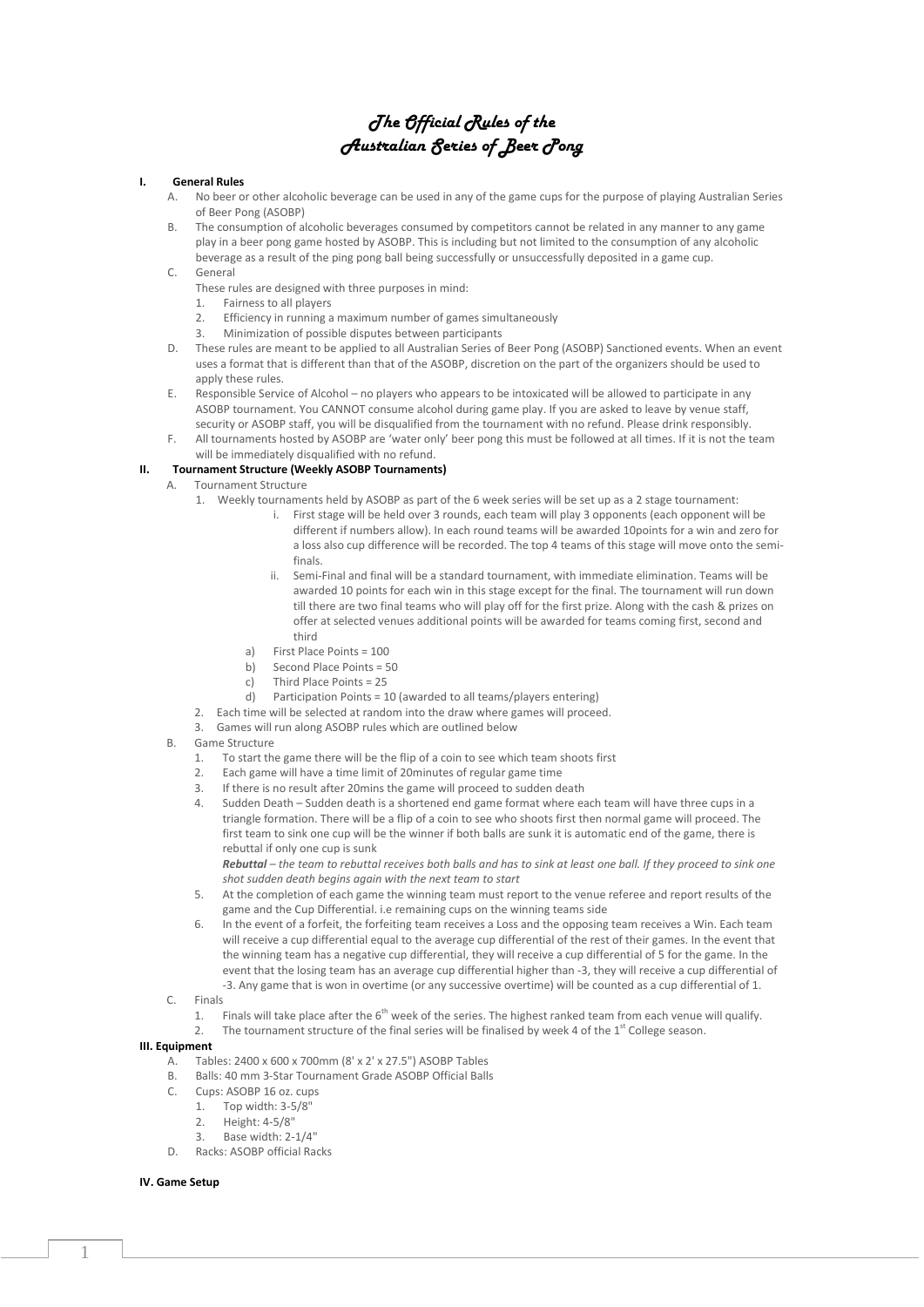# *The Official Rules of the Australian Series of Beer Pong*

**I. General Rules**

A. No beer or other alcoholic beverage can be used in any of the game cups for the purpose of playing Australian Series of Beer Pong (ASOBP)

B. The consumption of alcoholic beverages consumed by competitors cannot be related in any manner to any game play in a beer pong game hosted by ASOBP. This is including but not limited to the consumption of any alcoholic beverage as a result of the ping pong ball being successfully or unsuccessfully deposited in a game cup.

C. General

These rules are designed with three purposes in mind:

1. Fairness to all players
2. Efficiency in running a maximum number of games simultaneously
3. Minimization of possible disputes between participants

D. These rules are meant to be applied to all Australian Series of Beer Pong (ASOBP) Sanctioned events. When an event uses a format that is different than that of the ASOBP, discretion on the part of the organizers should be used to apply these rules.

E. Responsible Service of Alcohol – no players who appears to be intoxicated will be allowed to participate in any ASOBP tournament. You CANNOT consume alcohol during game play. If you are asked to leave by venue staff, security or ASOBP staff, you will be disqualified from the tournament with no refund. Please drink responsibly.

F. All tournaments hosted by ASOBP are 'water only' beer pong this must be followed at all times. If it is not the team will be immediately disqualified with no refund.

**II. Tournament Structure (Weekly ASOBP Tournaments)**

A. Tournament Structure

1. Weekly tournaments held by ASOBP as part of the 6 week series will be set up as a 2 stage tournament:
   - i. First stage will be held over 3 rounds, each team will play 3 opponents (each opponent will be different if numbers allow). In each round teams will be awarded 10points for a win and zero for a loss also cup difference will be recorded. The top 4 teams of this stage will move onto the semi-finals.
   - ii. Semi-Final and final will be a standard tournament, with immediate elimination. Teams will be awarded 10 points for each win in this stage except for the final. The tournament will run down till there are two final teams who will play off for the first prize. Along with the cash & prizes on offer at selected venues additional points will be awarded for teams coming first, second and third
   - a) First Place Points = 100
   - b) Second Place Points = 50
   - c) Third Place Points = 25
   - d) Participation Points = 10 (awarded to all teams/players entering)
2. Each time will be selected at random into the draw where games will proceed.
3. Games will run along ASOBP rules which are outlined below

B. Game Structure

1. To start the game there will be the flip of a coin to see which team shoots first
2. Each game will have a time limit of 20minutes of regular game time
3. If there is no result after 20mins the game will proceed to sudden death
4. Sudden Death – Sudden death is a shortened end game format where each team will have three cups in a triangle formation. There will be a flip of a coin to see who shoots first then normal game will proceed. The first team to sink one cup will be the winner if both balls are sunk it is automatic end of the game, there is rebuttal if only one cup is sunk

   ***Rebuttal*** *– the team to rebuttal receives both balls and has to sink at least one ball. If they proceed to sink one shot sudden death begins again with the next team to start*
5. At the completion of each game the winning team must report to the venue referee and report results of the game and the Cup Differential. i.e remaining cups on the winning teams side
6. In the event of a forfeit, the forfeiting team receives a Loss and the opposing team receives a Win. Each team will receive a cup differential equal to the average cup differential of the rest of their games. In the event that the winning team has a negative cup differential, they will receive a cup differential of 5 for the game. In the event that the losing team has an average cup differential higher than -3, they will receive a cup differential of -3. Any game that is won in overtime (or any successive overtime) will be counted as a cup differential of 1.

C. Finals

1. Finals will take place after the 6th week of the series. The highest ranked team from each venue will qualify.
2. The tournament structure of the final series will be finalised by week 4 of the 1st College season.

**III. Equipment**

A. Tables: 2400 x 600 x 700mm (8' x 2' x 27.5") ASOBP Tables

B. Balls: 40 mm 3-Star Tournament Grade ASOBP Official Balls

C. Cups: ASOBP 16 oz. cups

1. Top width: 3-5/8"
2. Height: 4-5/8"
3. Base width: 2-1/4"

D. Racks: ASOBP official Racks

**IV. Game Setup**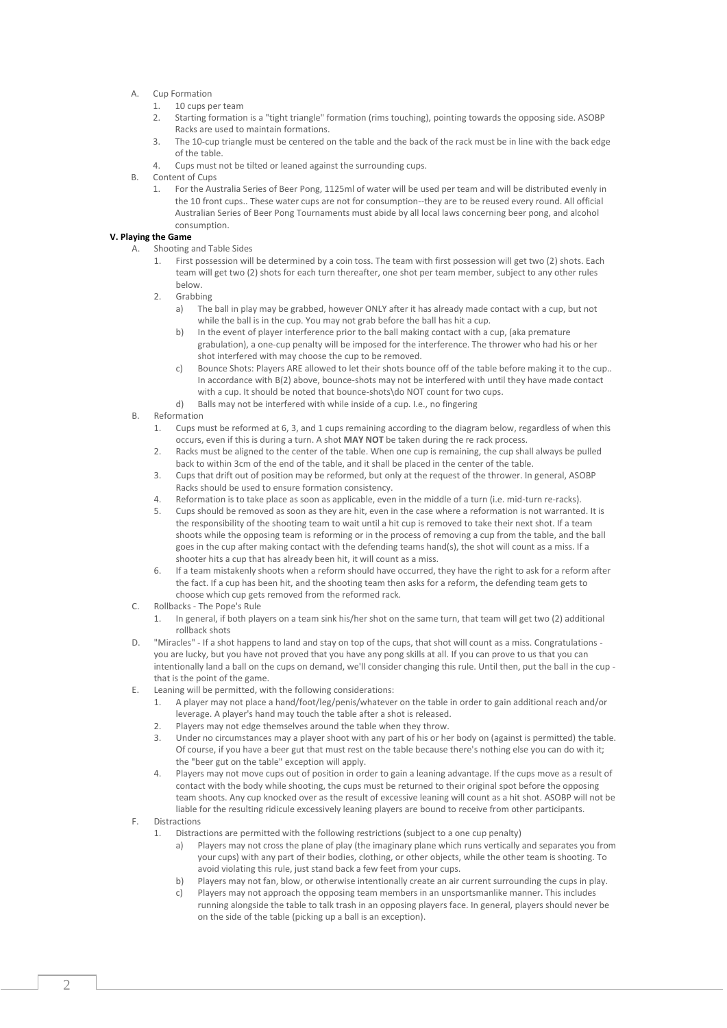A. Cup Formation
   1. 10 cups per team
   2. Starting formation is a "tight triangle" formation (rims touching), pointing towards the opposing side. ASOBP Racks are used to maintain formations.
   3. The 10-cup triangle must be centered on the table and the back of the rack must be in line with the back edge of the table.
   4. Cups must not be tilted or leaned against the surrounding cups.

B. Content of Cups
   1. For the Australia Series of Beer Pong, 1125ml of water will be used per team and will be distributed evenly in the 10 front cups.. These water cups are not for consumption--they are to be reused every round. All official Australian Series of Beer Pong Tournaments must abide by all local laws concerning beer pong, and alcohol consumption.

## V. Playing the Game

A. Shooting and Table Sides
   1. First possession will be determined by a coin toss. The team with first possession will get two (2) shots. Each team will get two (2) shots for each turn thereafter, one shot per team member, subject to any other rules below.
   2. Grabbing
      a) The ball in play may be grabbed, however ONLY after it has already made contact with a cup, but not while the ball is in the cup. You may not grab before the ball has hit a cup.
      b) In the event of player interference prior to the ball making contact with a cup, (aka premature grabulation), a one-cup penalty will be imposed for the interference. The thrower who had his or her shot interfered with may choose the cup to be removed.
      c) Bounce Shots: Players ARE allowed to let their shots bounce off of the table before making it to the cup.. In accordance with B(2) above, bounce-shots may not be interfered with until they have made contact with a cup. It should be noted that bounce-shots\do NOT count for two cups.
      d) Balls may not be interfered with while inside of a cup. I.e., no fingering

B. Reformation
   1. Cups must be reformed at 6, 3, and 1 cups remaining according to the diagram below, regardless of when this occurs, even if this is during a turn. A shot **MAY NOT** be taken during the re rack process.
   2. Racks must be aligned to the center of the table. When one cup is remaining, the cup shall always be pulled back to within 3cm of the end of the table, and it shall be placed in the center of the table.
   3. Cups that drift out of position may be reformed, but only at the request of the thrower. In general, ASOBP Racks should be used to ensure formation consistency.
   4. Reformation is to take place as soon as applicable, even in the middle of a turn (i.e. mid-turn re-racks).
   5. Cups should be removed as soon as they are hit, even in the case where a reformation is not warranted. It is the responsibility of the shooting team to wait until a hit cup is removed to take their next shot. If a team shoots while the opposing team is reforming or in the process of removing a cup from the table, and the ball goes in the cup after making contact with the defending teams hand(s), the shot will count as a miss. If a shooter hits a cup that has already been hit, it will count as a miss.
   6. If a team mistakenly shoots when a reform should have occurred, they have the right to ask for a reform after the fact. If a cup has been hit, and the shooting team then asks for a reform, the defending team gets to choose which cup gets removed from the reformed rack.

C. Rollbacks - The Pope's Rule
   1. In general, if both players on a team sink his/her shot on the same turn, that team will get two (2) additional rollback shots

D. "Miracles" - If a shot happens to land and stay on top of the cups, that shot will count as a miss. Congratulations - you are lucky, but you have not proved that you have any pong skills at all. If you can prove to us that you can intentionally land a ball on the cups on demand, we'll consider changing this rule. Until then, put the ball in the cup - that is the point of the game.

E. Leaning will be permitted, with the following considerations:
   1. A player may not place a hand/foot/leg/penis/whatever on the table in order to gain additional reach and/or leverage. A player's hand may touch the table after a shot is released.
   2. Players may not edge themselves around the table when they throw.
   3. Under no circumstances may a player shoot with any part of his or her body on (against is permitted) the table. Of course, if you have a beer gut that must rest on the table because there's nothing else you can do with it; the "beer gut on the table" exception will apply.
   4. Players may not move cups out of position in order to gain a leaning advantage. If the cups move as a result of contact with the body while shooting, the cups must be returned to their original spot before the opposing team shoots. Any cup knocked over as the result of excessive leaning will count as a hit shot. ASOBP will not be liable for the resulting ridicule excessively leaning players are bound to receive from other participants.

F. Distractions
   1. Distractions are permitted with the following restrictions (subject to a one cup penalty)
      a) Players may not cross the plane of play (the imaginary plane which runs vertically and separates you from your cups) with any part of their bodies, clothing, or other objects, while the other team is shooting. To avoid violating this rule, just stand back a few feet from your cups.
      b) Players may not fan, blow, or otherwise intentionally create an air current surrounding the cups in play.
      c) Players may not approach the opposing team members in an unsportsmanlike manner. This includes running alongside the table to talk trash in an opposing players face. In general, players should never be on the side of the table (picking up a ball is an exception).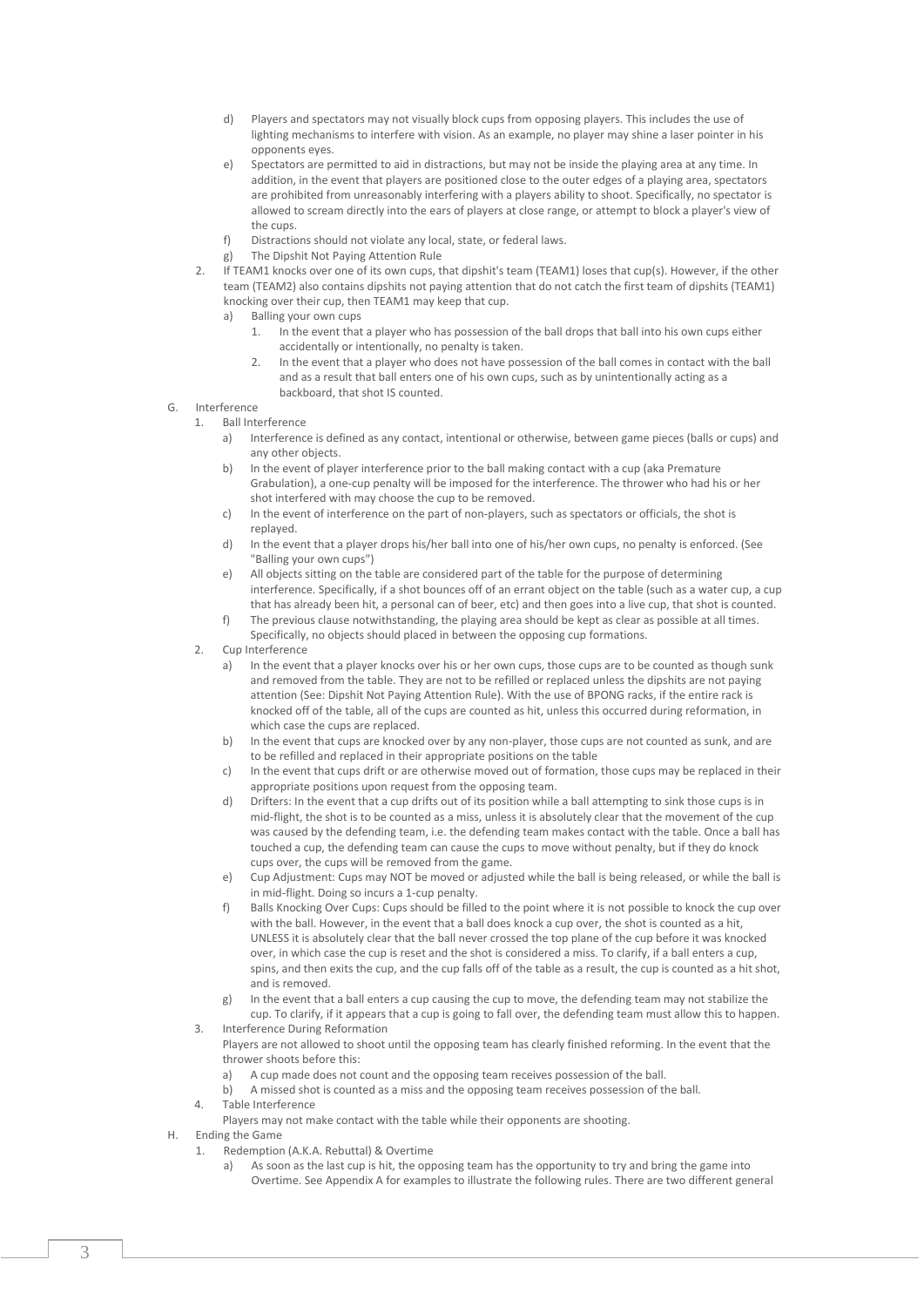d) Players and spectators may not visually block cups from opposing players. This includes the use of lighting mechanisms to interfere with vision. As an example, no player may shine a laser pointer in his opponents eyes.
e) Spectators are permitted to aid in distractions, but may not be inside the playing area at any time. In addition, in the event that players are positioned close to the outer edges of a playing area, spectators are prohibited from unreasonably interfering with a players ability to shoot. Specifically, no spectator is allowed to scream directly into the ears of players at close range, or attempt to block a player's view of the cups.
f) Distractions should not violate any local, state, or federal laws.
g) The Dipshit Not Paying Attention Rule

2. If TEAM1 knocks over one of its own cups, that dipshit's team (TEAM1) loses that cup(s). However, if the other team (TEAM2) also contains dipshits not paying attention that do not catch the first team of dipshits (TEAM1) knocking over their cup, then TEAM1 may keep that cup.
   a) Balling your own cups
      1. In the event that a player who has possession of the ball drops that ball into his own cups either accidentally or intentionally, no penalty is taken.
      2. In the event that a player who does not have possession of the ball comes in contact with the ball and as a result that ball enters one of his own cups, such as by unintentionally acting as a backboard, that shot IS counted.

G. Interference
   1. Ball Interference
      a) Interference is defined as any contact, intentional or otherwise, between game pieces (balls or cups) and any other objects.
      b) In the event of player interference prior to the ball making contact with a cup (aka Premature Grabulation), a one-cup penalty will be imposed for the interference. The thrower who had his or her shot interfered with may choose the cup to be removed.
      c) In the event of interference on the part of non-players, such as spectators or officials, the shot is replayed.
      d) In the event that a player drops his/her ball into one of his/her own cups, no penalty is enforced. (See "Balling your own cups")
      e) All objects sitting on the table are considered part of the table for the purpose of determining interference. Specifically, if a shot bounces off of an errant object on the table (such as a water cup, a cup that has already been hit, a personal can of beer, etc) and then goes into a live cup, that shot is counted.
      f) The previous clause notwithstanding, the playing area should be kept as clear as possible at all times. Specifically, no objects should placed in between the opposing cup formations.
   2. Cup Interference
      a) In the event that a player knocks over his or her own cups, those cups are to be counted as though sunk and removed from the table. They are not to be refilled or replaced unless the dipshits are not paying attention (See: Dipshit Not Paying Attention Rule). With the use of BPONG racks, if the entire rack is knocked off of the table, all of the cups are counted as hit, unless this occurred during reformation, in which case the cups are replaced.
      b) In the event that cups are knocked over by any non-player, those cups are not counted as sunk, and are to be refilled and replaced in their appropriate positions on the table
      c) In the event that cups drift or are otherwise moved out of formation, those cups may be replaced in their appropriate positions upon request from the opposing team.
      d) Drifters: In the event that a cup drifts out of its position while a ball attempting to sink those cups is in mid-flight, the shot is to be counted as a miss, unless it is absolutely clear that the movement of the cup was caused by the defending team, i.e. the defending team makes contact with the table. Once a ball has touched a cup, the defending team can cause the cups to move without penalty, but if they do knock cups over, the cups will be removed from the game.
      e) Cup Adjustment: Cups may NOT be moved or adjusted while the ball is being released, or while the ball is in mid-flight. Doing so incurs a 1-cup penalty.
      f) Balls Knocking Over Cups: Cups should be filled to the point where it is not possible to knock the cup over with the ball. However, in the event that a ball does knock a cup over, the shot is counted as a hit, UNLESS it is absolutely clear that the ball never crossed the top plane of the cup before it was knocked over, in which case the cup is reset and the shot is considered a miss. To clarify, if a ball enters a cup, spins, and then exits the cup, and the cup falls off of the table as a result, the cup is counted as a hit shot, and is removed.
      g) In the event that a ball enters a cup causing the cup to move, the defending team may not stabilize the cup. To clarify, if it appears that a cup is going to fall over, the defending team must allow this to happen.
   3. Interference During Reformation
      Players are not allowed to shoot until the opposing team has clearly finished reforming. In the event that the thrower shoots before this:
      a) A cup made does not count and the opposing team receives possession of the ball.
      b) A missed shot is counted as a miss and the opposing team receives possession of the ball.
   4. Table Interference
      Players may not make contact with the table while their opponents are shooting.

H. Ending the Game
   1. Redemption (A.K.A. Rebuttal) & Overtime
      a) As soon as the last cup is hit, the opposing team has the opportunity to try and bring the game into Overtime. See Appendix A for examples to illustrate the following rules. There are two different general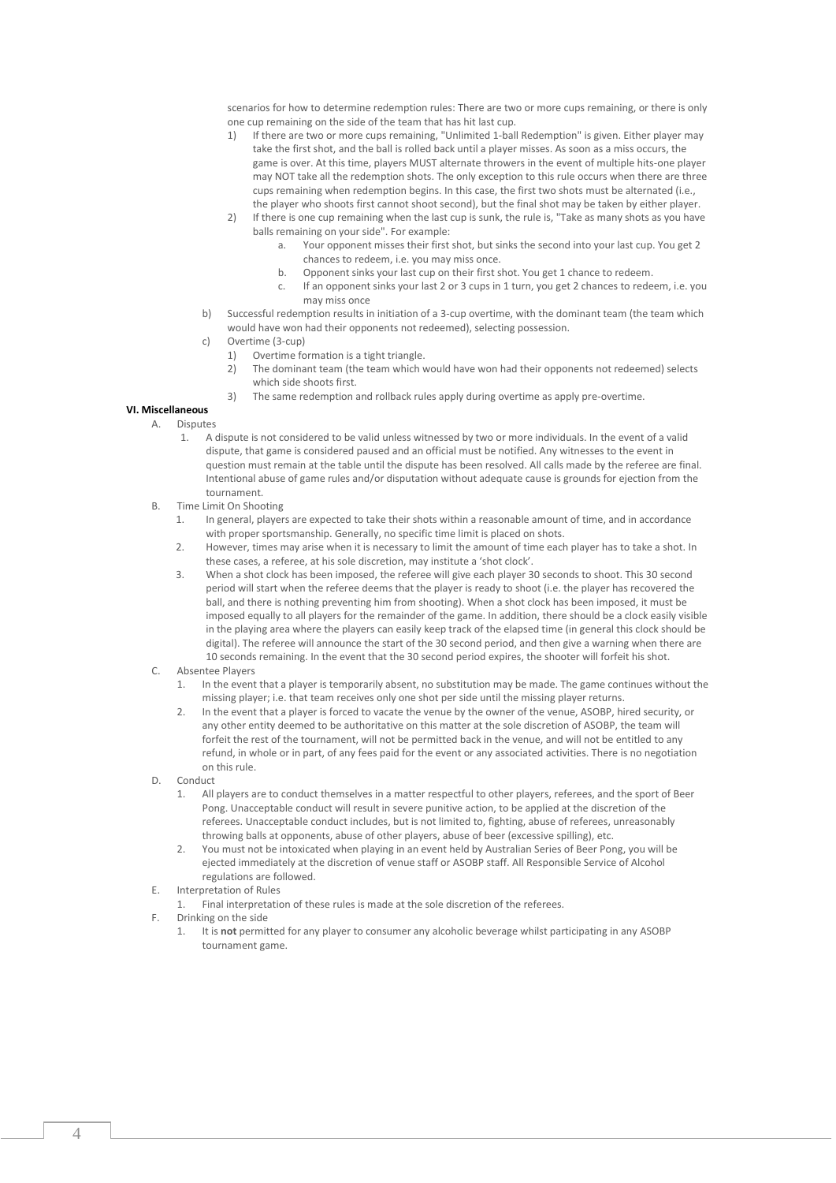scenarios for how to determine redemption rules: There are two or more cups remaining, or there is only one cup remaining on the side of the team that has hit last cup.

1) If there are two or more cups remaining, "Unlimited 1-ball Redemption" is given. Either player may take the first shot, and the ball is rolled back until a player misses. As soon as a miss occurs, the game is over. At this time, players MUST alternate throwers in the event of multiple hits-one player may NOT take all the redemption shots. The only exception to this rule occurs when there are three cups remaining when redemption begins. In this case, the first two shots must be alternated (i.e., the player who shoots first cannot shoot second), but the final shot may be taken by either player.
2) If there is one cup remaining when the last cup is sunk, the rule is, "Take as many shots as you have balls remaining on your side". For example:
   a. Your opponent misses their first shot, but sinks the second into your last cup. You get 2 chances to redeem, i.e. you may miss once.
   b. Opponent sinks your last cup on their first shot. You get 1 chance to redeem.
   c. If an opponent sinks your last 2 or 3 cups in 1 turn, you get 2 chances to redeem, i.e. you may miss once

b) Successful redemption results in initiation of a 3-cup overtime, with the dominant team (the team which would have won had their opponents not redeemed), selecting possession.

c) Overtime (3-cup)
   1) Overtime formation is a tight triangle.
   2) The dominant team (the team which would have won had their opponents not redeemed) selects which side shoots first.
   3) The same redemption and rollback rules apply during overtime as apply pre-overtime.

**VI. Miscellaneous**

A. Disputes
   1. A dispute is not considered to be valid unless witnessed by two or more individuals. In the event of a valid dispute, that game is considered paused and an official must be notified. Any witnesses to the event in question must remain at the table until the dispute has been resolved. All calls made by the referee are final. Intentional abuse of game rules and/or disputation without adequate cause is grounds for ejection from the tournament.

B. Time Limit On Shooting
   1. In general, players are expected to take their shots within a reasonable amount of time, and in accordance with proper sportsmanship. Generally, no specific time limit is placed on shots.
   2. However, times may arise when it is necessary to limit the amount of time each player has to take a shot. In these cases, a referee, at his sole discretion, may institute a 'shot clock'.
   3. When a shot clock has been imposed, the referee will give each player 30 seconds to shoot. This 30 second period will start when the referee deems that the player is ready to shoot (i.e. the player has recovered the ball, and there is nothing preventing him from shooting). When a shot clock has been imposed, it must be imposed equally to all players for the remainder of the game. In addition, there should be a clock easily visible in the playing area where the players can easily keep track of the elapsed time (in general this clock should be digital). The referee will announce the start of the 30 second period, and then give a warning when there are 10 seconds remaining. In the event that the 30 second period expires, the shooter will forfeit his shot.

C. Absentee Players
   1. In the event that a player is temporarily absent, no substitution may be made. The game continues without the missing player; i.e. that team receives only one shot per side until the missing player returns.
   2. In the event that a player is forced to vacate the venue by the owner of the venue, ASOBP, hired security, or any other entity deemed to be authoritative on this matter at the sole discretion of ASOBP, the team will forfeit the rest of the tournament, will not be permitted back in the venue, and will not be entitled to any refund, in whole or in part, of any fees paid for the event or any associated activities. There is no negotiation on this rule.

D. Conduct
   1. All players are to conduct themselves in a matter respectful to other players, referees, and the sport of Beer Pong. Unacceptable conduct will result in severe punitive action, to be applied at the discretion of the referees. Unacceptable conduct includes, but is not limited to, fighting, abuse of referees, unreasonably throwing balls at opponents, abuse of other players, abuse of beer (excessive spilling), etc.
   2. You must not be intoxicated when playing in an event held by Australian Series of Beer Pong, you will be ejected immediately at the discretion of venue staff or ASOBP staff. All Responsible Service of Alcohol regulations are followed.

E. Interpretation of Rules
   1. Final interpretation of these rules is made at the sole discretion of the referees.

F. Drinking on the side
   1. It is **not** permitted for any player to consumer any alcoholic beverage whilst participating in any ASOBP tournament game.